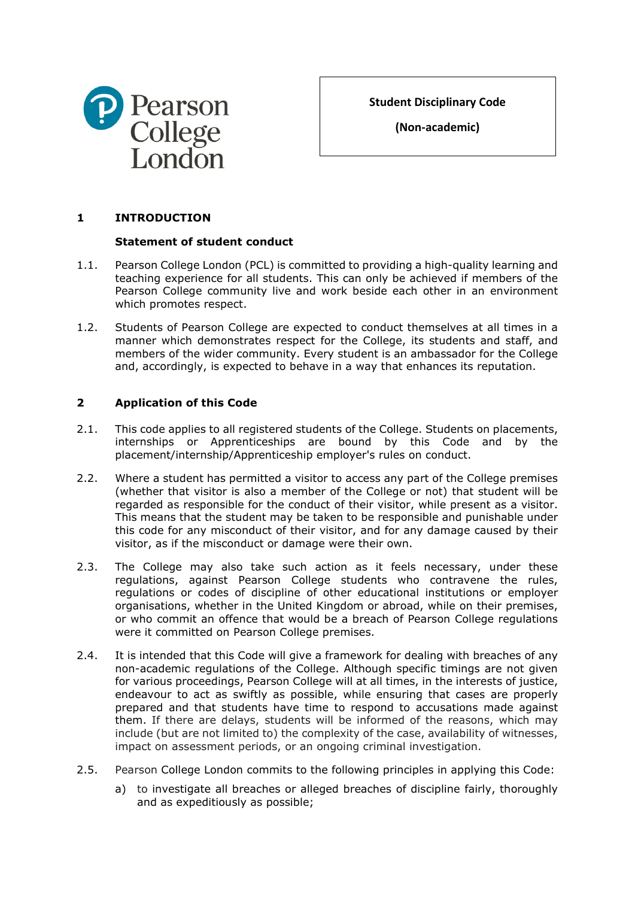Pearson College London

**Student Disciplinary Code**

**(Non-academic)**

## 1 INTRODUCTION

### Statement of student conduct

1.1. Pearson College London (PCL) is committed to providing a high-quality learning and teaching experience for all students. This can only be achieved if members of the Pearson College community live and work beside each other in an environment which promotes respect.

1.2. Students of Pearson College are expected to conduct themselves at all times in a manner which demonstrates respect for the College, its students and staff, and members of the wider community. Every student is an ambassador for the College and, accordingly, is expected to behave in a way that enhances its reputation.

## 2 Application of this Code

2.1. This code applies to all registered students of the College. Students on placements, internships or Apprenticeships are bound by this Code and by the placement/internship/Apprenticeship employer's rules on conduct.

2.2. Where a student has permitted a visitor to access any part of the College premises (whether that visitor is also a member of the College or not) that student will be regarded as responsible for the conduct of their visitor, while present as a visitor. This means that the student may be taken to be responsible and punishable under this code for any misconduct of their visitor, and for any damage caused by their visitor, as if the misconduct or damage were their own.

2.3. The College may also take such action as it feels necessary, under these regulations, against Pearson College students who contravene the rules, regulations or codes of discipline of other educational institutions or employer organisations, whether in the United Kingdom or abroad, while on their premises, or who commit an offence that would be a breach of Pearson College regulations were it committed on Pearson College premises.

2.4. It is intended that this Code will give a framework for dealing with breaches of any non-academic regulations of the College. Although specific timings are not given for various proceedings, Pearson College will at all times, in the interests of justice, endeavour to act as swiftly as possible, while ensuring that cases are properly prepared and that students have time to respond to accusations made against them. If there are delays, students will be informed of the reasons, which may include (but are not limited to) the complexity of the case, availability of witnesses, impact on assessment periods, or an ongoing criminal investigation.

2.5. Pearson College London commits to the following principles in applying this Code:

a) to investigate all breaches or alleged breaches of discipline fairly, thoroughly and as expeditiously as possible;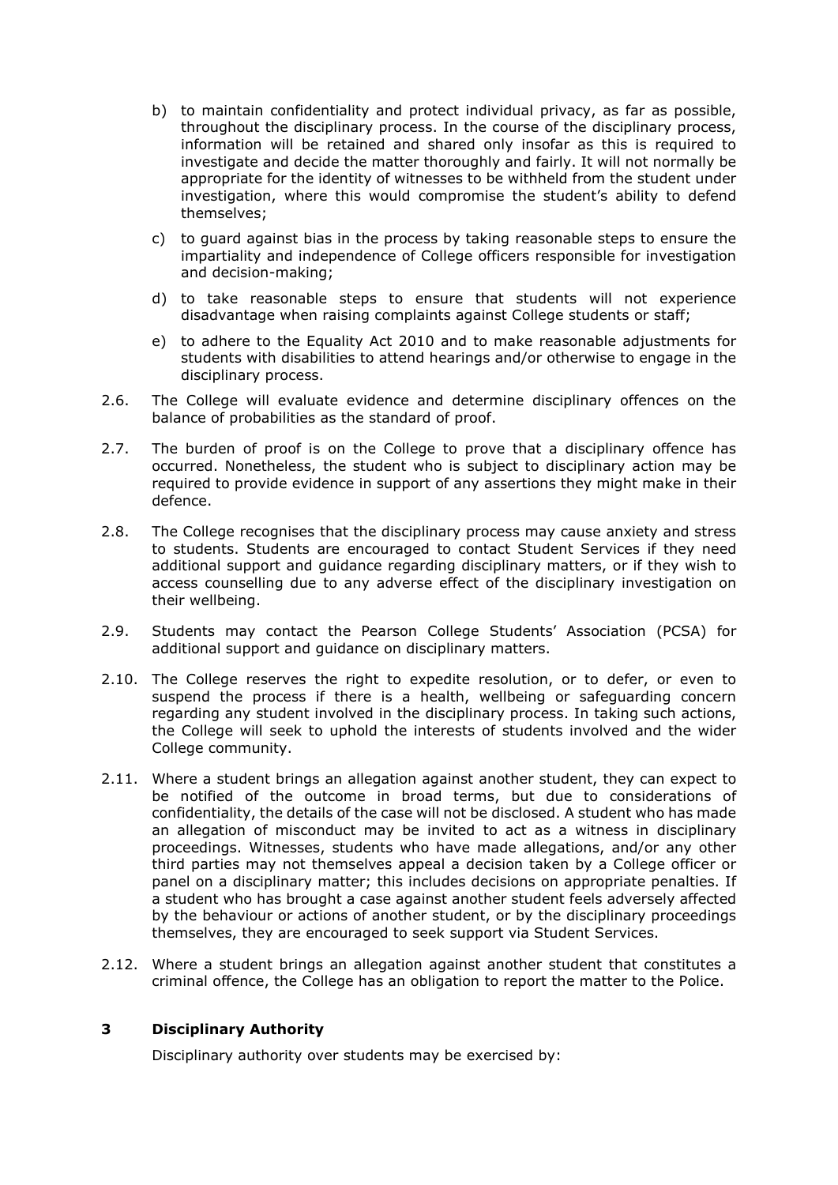b) to maintain confidentiality and protect individual privacy, as far as possible, throughout the disciplinary process. In the course of the disciplinary process, information will be retained and shared only insofar as this is required to investigate and decide the matter thoroughly and fairly. It will not normally be appropriate for the identity of witnesses to be withheld from the student under investigation, where this would compromise the student's ability to defend themselves;

c) to guard against bias in the process by taking reasonable steps to ensure the impartiality and independence of College officers responsible for investigation and decision-making;

d) to take reasonable steps to ensure that students will not experience disadvantage when raising complaints against College students or staff;

e) to adhere to the Equality Act 2010 and to make reasonable adjustments for students with disabilities to attend hearings and/or otherwise to engage in the disciplinary process.

2.6. The College will evaluate evidence and determine disciplinary offences on the balance of probabilities as the standard of proof.

2.7. The burden of proof is on the College to prove that a disciplinary offence has occurred. Nonetheless, the student who is subject to disciplinary action may be required to provide evidence in support of any assertions they might make in their defence.

2.8. The College recognises that the disciplinary process may cause anxiety and stress to students. Students are encouraged to contact Student Services if they need additional support and guidance regarding disciplinary matters, or if they wish to access counselling due to any adverse effect of the disciplinary investigation on their wellbeing.

2.9. Students may contact the Pearson College Students' Association (PCSA) for additional support and guidance on disciplinary matters.

2.10. The College reserves the right to expedite resolution, or to defer, or even to suspend the process if there is a health, wellbeing or safeguarding concern regarding any student involved in the disciplinary process. In taking such actions, the College will seek to uphold the interests of students involved and the wider College community.

2.11. Where a student brings an allegation against another student, they can expect to be notified of the outcome in broad terms, but due to considerations of confidentiality, the details of the case will not be disclosed. A student who has made an allegation of misconduct may be invited to act as a witness in disciplinary proceedings. Witnesses, students who have made allegations, and/or any other third parties may not themselves appeal a decision taken by a College officer or panel on a disciplinary matter; this includes decisions on appropriate penalties. If a student who has brought a case against another student feels adversely affected by the behaviour or actions of another student, or by the disciplinary proceedings themselves, they are encouraged to seek support via Student Services.

2.12. Where a student brings an allegation against another student that constitutes a criminal offence, the College has an obligation to report the matter to the Police.

## 3 Disciplinary Authority

Disciplinary authority over students may be exercised by: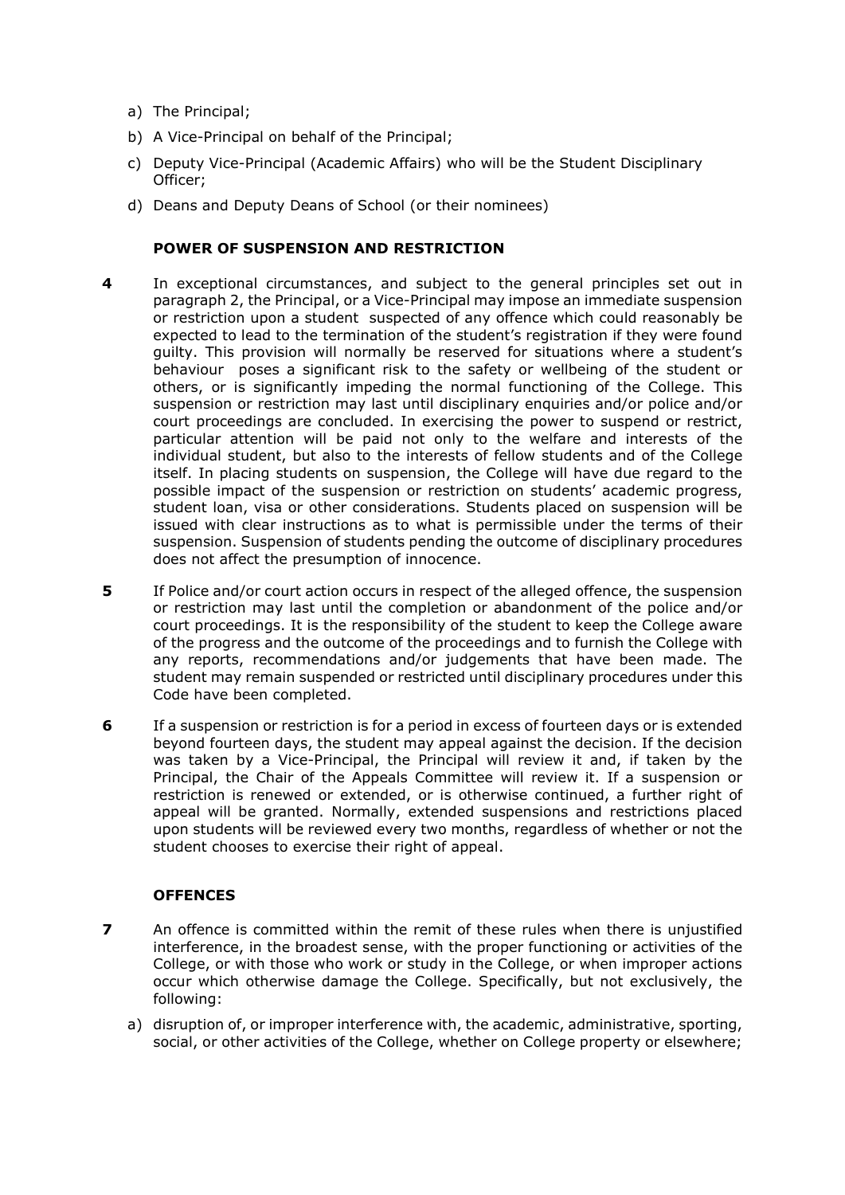a) The Principal;

b) A Vice-Principal on behalf of the Principal;

c) Deputy Vice-Principal (Academic Affairs) who will be the Student Disciplinary Officer;

d) Deans and Deputy Deans of School (or their nominees)

## POWER OF SUSPENSION AND RESTRICTION

**4** In exceptional circumstances, and subject to the general principles set out in paragraph 2, the Principal, or a Vice-Principal may impose an immediate suspension or restriction upon a student suspected of any offence which could reasonably be expected to lead to the termination of the student's registration if they were found guilty. This provision will normally be reserved for situations where a student's behaviour poses a significant risk to the safety or wellbeing of the student or others, or is significantly impeding the normal functioning of the College. This suspension or restriction may last until disciplinary enquiries and/or police and/or court proceedings are concluded. In exercising the power to suspend or restrict, particular attention will be paid not only to the welfare and interests of the individual student, but also to the interests of fellow students and of the College itself. In placing students on suspension, the College will have due regard to the possible impact of the suspension or restriction on students' academic progress, student loan, visa or other considerations. Students placed on suspension will be issued with clear instructions as to what is permissible under the terms of their suspension. Suspension of students pending the outcome of disciplinary procedures does not affect the presumption of innocence.

**5** If Police and/or court action occurs in respect of the alleged offence, the suspension or restriction may last until the completion or abandonment of the police and/or court proceedings. It is the responsibility of the student to keep the College aware of the progress and the outcome of the proceedings and to furnish the College with any reports, recommendations and/or judgements that have been made. The student may remain suspended or restricted until disciplinary procedures under this Code have been completed.

**6** If a suspension or restriction is for a period in excess of fourteen days or is extended beyond fourteen days, the student may appeal against the decision. If the decision was taken by a Vice-Principal, the Principal will review it and, if taken by the Principal, the Chair of the Appeals Committee will review it. If a suspension or restriction is renewed or extended, or is otherwise continued, a further right of appeal will be granted. Normally, extended suspensions and restrictions placed upon students will be reviewed every two months, regardless of whether or not the student chooses to exercise their right of appeal.

## OFFENCES

**7** An offence is committed within the remit of these rules when there is unjustified interference, in the broadest sense, with the proper functioning or activities of the College, or with those who work or study in the College, or when improper actions occur which otherwise damage the College. Specifically, but not exclusively, the following:

a) disruption of, or improper interference with, the academic, administrative, sporting, social, or other activities of the College, whether on College property or elsewhere;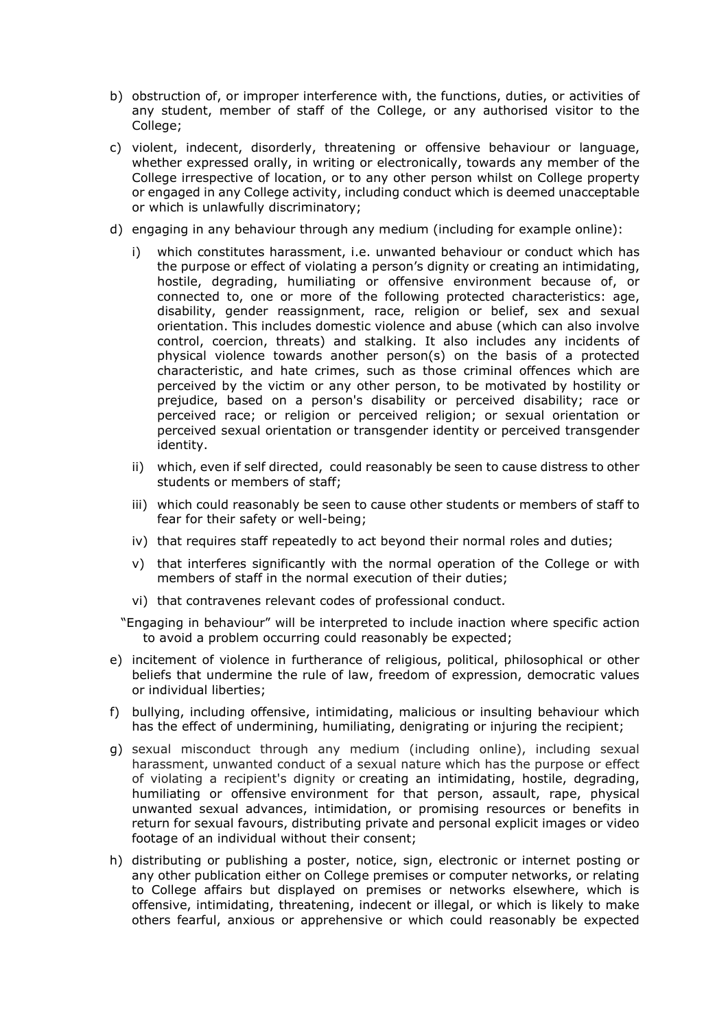b) obstruction of, or improper interference with, the functions, duties, or activities of any student, member of staff of the College, or any authorised visitor to the College;

c) violent, indecent, disorderly, threatening or offensive behaviour or language, whether expressed orally, in writing or electronically, towards any member of the College irrespective of location, or to any other person whilst on College property or engaged in any College activity, including conduct which is deemed unacceptable or which is unlawfully discriminatory;

d) engaging in any behaviour through any medium (including for example online):

   i) which constitutes harassment, i.e. unwanted behaviour or conduct which has the purpose or effect of violating a person's dignity or creating an intimidating, hostile, degrading, humiliating or offensive environment because of, or connected to, one or more of the following protected characteristics: age, disability, gender reassignment, race, religion or belief, sex and sexual orientation. This includes domestic violence and abuse (which can also involve control, coercion, threats) and stalking. It also includes any incidents of physical violence towards another person(s) on the basis of a protected characteristic, and hate crimes, such as those criminal offences which are perceived by the victim or any other person, to be motivated by hostility or prejudice, based on a person's disability or perceived disability; race or perceived race; or religion or perceived religion; or sexual orientation or perceived sexual orientation or transgender identity or perceived transgender identity.

   ii) which, even if self directed, could reasonably be seen to cause distress to other students or members of staff;

   iii) which could reasonably be seen to cause other students or members of staff to fear for their safety or well-being;

   iv) that requires staff repeatedly to act beyond their normal roles and duties;

   v) that interferes significantly with the normal operation of the College or with members of staff in the normal execution of their duties;

   vi) that contravenes relevant codes of professional conduct.

   "Engaging in behaviour" will be interpreted to include inaction where specific action to avoid a problem occurring could reasonably be expected;

e) incitement of violence in furtherance of religious, political, philosophical or other beliefs that undermine the rule of law, freedom of expression, democratic values or individual liberties;

f) bullying, including offensive, intimidating, malicious or insulting behaviour which has the effect of undermining, humiliating, denigrating or injuring the recipient;

g) sexual misconduct through any medium (including online), including sexual harassment, unwanted conduct of a sexual nature which has the purpose or effect of violating a recipient's dignity or creating an intimidating, hostile, degrading, humiliating or offensive environment for that person, assault, rape, physical unwanted sexual advances, intimidation, or promising resources or benefits in return for sexual favours, distributing private and personal explicit images or video footage of an individual without their consent;

h) distributing or publishing a poster, notice, sign, electronic or internet posting or any other publication either on College premises or computer networks, or relating to College affairs but displayed on premises or networks elsewhere, which is offensive, intimidating, threatening, indecent or illegal, or which is likely to make others fearful, anxious or apprehensive or which could reasonably be expected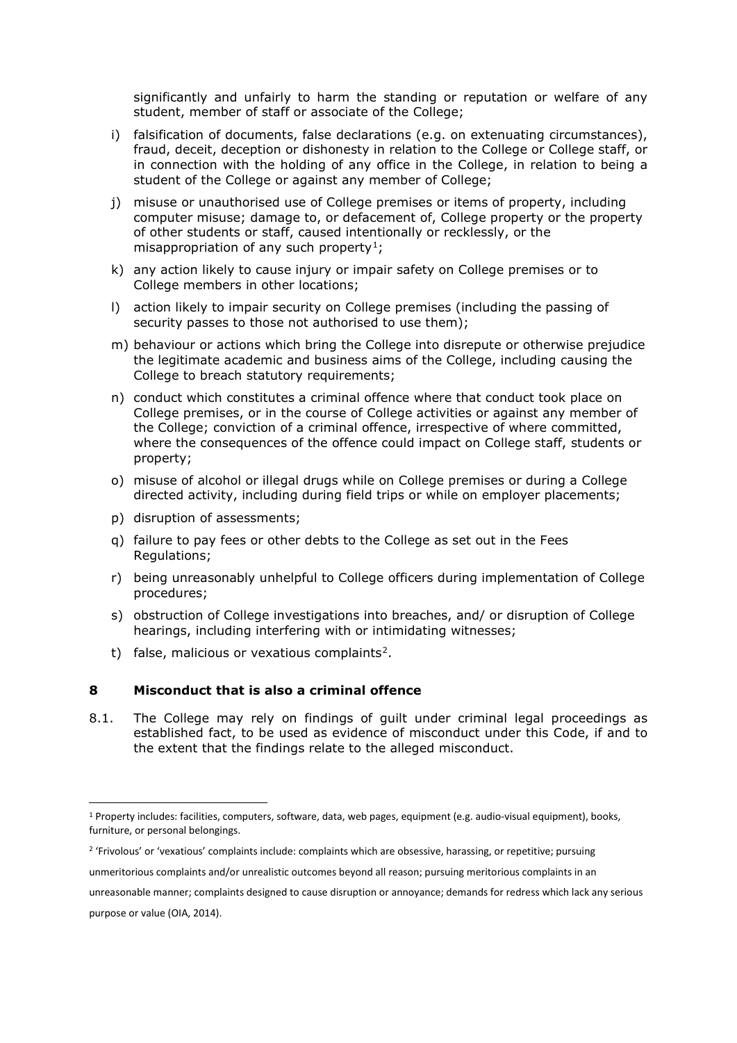significantly and unfairly to harm the standing or reputation or welfare of any student, member of staff or associate of the College;

i) falsification of documents, false declarations (e.g. on extenuating circumstances), fraud, deceit, deception or dishonesty in relation to the College or College staff, or in connection with the holding of any office in the College, in relation to being a student of the College or against any member of College;

j) misuse or unauthorised use of College premises or items of property, including computer misuse; damage to, or defacement of, College property or the property of other students or staff, caused intentionally or recklessly, or the misappropriation of any such property[1];

k) any action likely to cause injury or impair safety on College premises or to College members in other locations;

l) action likely to impair security on College premises (including the passing of security passes to those not authorised to use them);

m) behaviour or actions which bring the College into disrepute or otherwise prejudice the legitimate academic and business aims of the College, including causing the College to breach statutory requirements;

n) conduct which constitutes a criminal offence where that conduct took place on College premises, or in the course of College activities or against any member of the College; conviction of a criminal offence, irrespective of where committed, where the consequences of the offence could impact on College staff, students or property;

o) misuse of alcohol or illegal drugs while on College premises or during a College directed activity, including during field trips or while on employer placements;

p) disruption of assessments;

q) failure to pay fees or other debts to the College as set out in the Fees Regulations;

r) being unreasonably unhelpful to College officers during implementation of College procedures;

s) obstruction of College investigations into breaches, and/ or disruption of College hearings, including interfering with or intimidating witnesses;

t) false, malicious or vexatious complaints[2].

## 8 Misconduct that is also a criminal offence

8.1. The College may rely on findings of guilt under criminal legal proceedings as established fact, to be used as evidence of misconduct under this Code, if and to the extent that the findings relate to the alleged misconduct.

---

[1] Property includes: facilities, computers, software, data, web pages, equipment (e.g. audio-visual equipment), books, furniture, or personal belongings.

[2] 'Frivolous' or 'vexatious' complaints include: complaints which are obsessive, harassing, or repetitive; pursuing unmeritorious complaints and/or unrealistic outcomes beyond all reason; pursuing meritorious complaints in an unreasonable manner; complaints designed to cause disruption or annoyance; demands for redress which lack any serious purpose or value (OIA, 2014).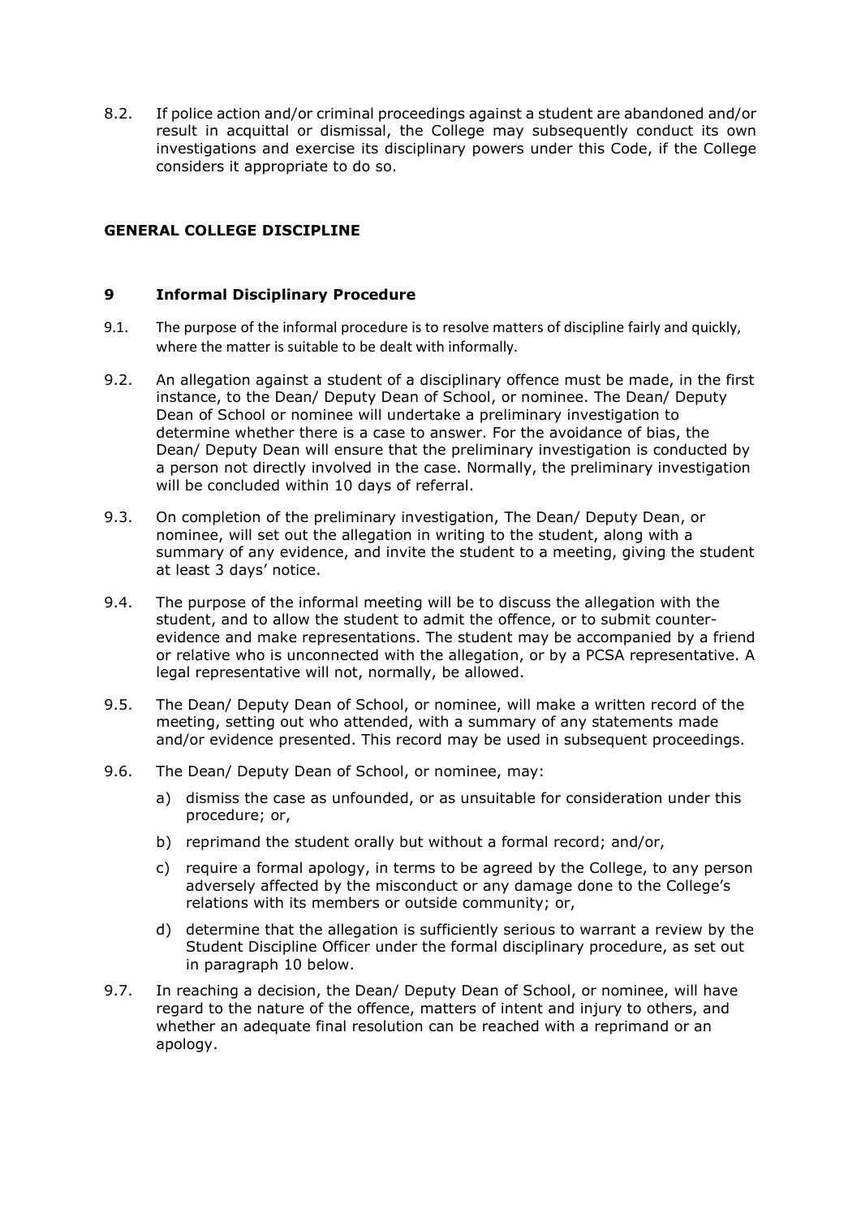8.2. If police action and/or criminal proceedings against a student are abandoned and/or result in acquittal or dismissal, the College may subsequently conduct its own investigations and exercise its disciplinary powers under this Code, if the College considers it appropriate to do so.

## GENERAL COLLEGE DISCIPLINE

### 9 Informal Disciplinary Procedure

9.1. The purpose of the informal procedure is to resolve matters of discipline fairly and quickly, where the matter is suitable to be dealt with informally.

9.2. An allegation against a student of a disciplinary offence must be made, in the first instance, to the Dean/ Deputy Dean of School, or nominee. The Dean/ Deputy Dean of School or nominee will undertake a preliminary investigation to determine whether there is a case to answer. For the avoidance of bias, the Dean/ Deputy Dean will ensure that the preliminary investigation is conducted by a person not directly involved in the case. Normally, the preliminary investigation will be concluded within 10 days of referral.

9.3. On completion of the preliminary investigation, The Dean/ Deputy Dean, or nominee, will set out the allegation in writing to the student, along with a summary of any evidence, and invite the student to a meeting, giving the student at least 3 days' notice.

9.4. The purpose of the informal meeting will be to discuss the allegation with the student, and to allow the student to admit the offence, or to submit counter-evidence and make representations. The student may be accompanied by a friend or relative who is unconnected with the allegation, or by a PCSA representative. A legal representative will not, normally, be allowed.

9.5. The Dean/ Deputy Dean of School, or nominee, will make a written record of the meeting, setting out who attended, with a summary of any statements made and/or evidence presented. This record may be used in subsequent proceedings.

9.6. The Dean/ Deputy Dean of School, or nominee, may:

a) dismiss the case as unfounded, or as unsuitable for consideration under this procedure; or,

b) reprimand the student orally but without a formal record; and/or,

c) require a formal apology, in terms to be agreed by the College, to any person adversely affected by the misconduct or any damage done to the College's relations with its members or outside community; or,

d) determine that the allegation is sufficiently serious to warrant a review by the Student Discipline Officer under the formal disciplinary procedure, as set out in paragraph 10 below.

9.7. In reaching a decision, the Dean/ Deputy Dean of School, or nominee, will have regard to the nature of the offence, matters of intent and injury to others, and whether an adequate final resolution can be reached with a reprimand or an apology.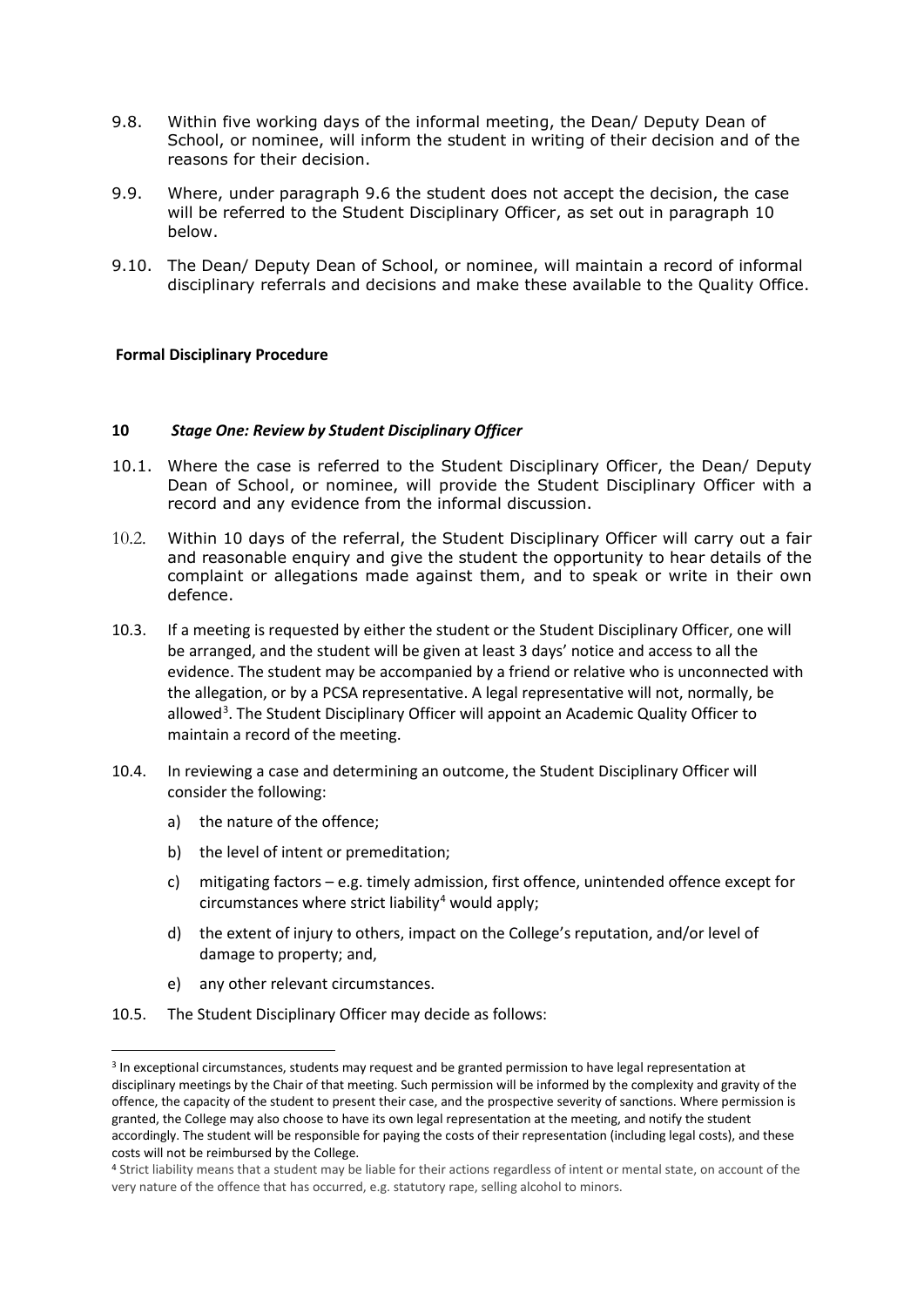9.8. Within five working days of the informal meeting, the Dean/ Deputy Dean of School, or nominee, will inform the student in writing of their decision and of the reasons for their decision.

9.9. Where, under paragraph 9.6 the student does not accept the decision, the case will be referred to the Student Disciplinary Officer, as set out in paragraph 10 below.

9.10. The Dean/ Deputy Dean of School, or nominee, will maintain a record of informal disciplinary referrals and decisions and make these available to the Quality Office.

## Formal Disciplinary Procedure

### 10 *Stage One: Review by Student Disciplinary Officer*

10.1. Where the case is referred to the Student Disciplinary Officer, the Dean/ Deputy Dean of School, or nominee, will provide the Student Disciplinary Officer with a record and any evidence from the informal discussion.

10.2. Within 10 days of the referral, the Student Disciplinary Officer will carry out a fair and reasonable enquiry and give the student the opportunity to hear details of the complaint or allegations made against them, and to speak or write in their own defence.

10.3. If a meeting is requested by either the student or the Student Disciplinary Officer, one will be arranged, and the student will be given at least 3 days' notice and access to all the evidence. The student may be accompanied by a friend or relative who is unconnected with the allegation, or by a PCSA representative. A legal representative will not, normally, be allowed[3]. The Student Disciplinary Officer will appoint an Academic Quality Officer to maintain a record of the meeting.

10.4. In reviewing a case and determining an outcome, the Student Disciplinary Officer will consider the following:

a) the nature of the offence;

b) the level of intent or premeditation;

c) mitigating factors – e.g. timely admission, first offence, unintended offence except for circumstances where strict liability[4] would apply;

d) the extent of injury to others, impact on the College's reputation, and/or level of damage to property; and,

e) any other relevant circumstances.

10.5. The Student Disciplinary Officer may decide as follows:

---

[3] In exceptional circumstances, students may request and be granted permission to have legal representation at disciplinary meetings by the Chair of that meeting. Such permission will be informed by the complexity and gravity of the offence, the capacity of the student to present their case, and the prospective severity of sanctions. Where permission is granted, the College may also choose to have its own legal representation at the meeting, and notify the student accordingly. The student will be responsible for paying the costs of their representation (including legal costs), and these costs will not be reimbursed by the College.

[4] Strict liability means that a student may be liable for their actions regardless of intent or mental state, on account of the very nature of the offence that has occurred, e.g. statutory rape, selling alcohol to minors.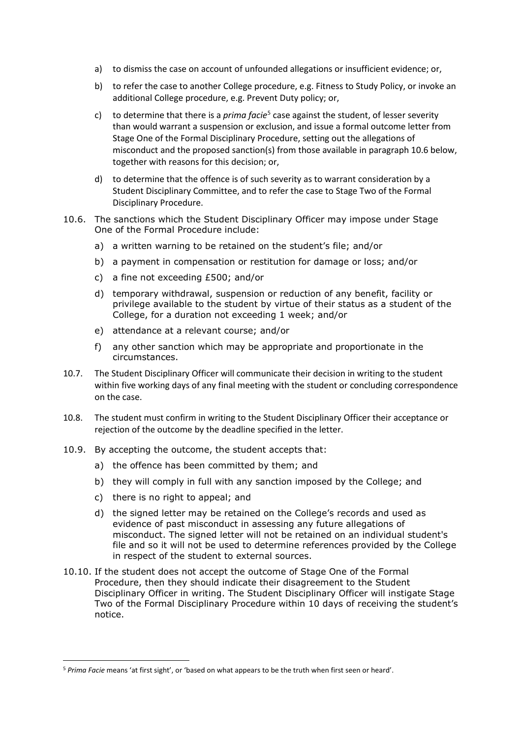a) to dismiss the case on account of unfounded allegations or insufficient evidence; or,

b) to refer the case to another College procedure, e.g. Fitness to Study Policy, or invoke an additional College procedure, e.g. Prevent Duty policy; or,

c) to determine that there is a *prima facie*[5] case against the student, of lesser severity than would warrant a suspension or exclusion, and issue a formal outcome letter from Stage One of the Formal Disciplinary Procedure, setting out the allegations of misconduct and the proposed sanction(s) from those available in paragraph 10.6 below, together with reasons for this decision; or,

d) to determine that the offence is of such severity as to warrant consideration by a Student Disciplinary Committee, and to refer the case to Stage Two of the Formal Disciplinary Procedure.

10.6. The sanctions which the Student Disciplinary Officer may impose under Stage One of the Formal Procedure include:

a) a written warning to be retained on the student's file; and/or

b) a payment in compensation or restitution for damage or loss; and/or

c) a fine not exceeding £500; and/or

d) temporary withdrawal, suspension or reduction of any benefit, facility or privilege available to the student by virtue of their status as a student of the College, for a duration not exceeding 1 week; and/or

e) attendance at a relevant course; and/or

f) any other sanction which may be appropriate and proportionate in the circumstances.

10.7. The Student Disciplinary Officer will communicate their decision in writing to the student within five working days of any final meeting with the student or concluding correspondence on the case.

10.8. The student must confirm in writing to the Student Disciplinary Officer their acceptance or rejection of the outcome by the deadline specified in the letter.

10.9. By accepting the outcome, the student accepts that:

a) the offence has been committed by them; and

b) they will comply in full with any sanction imposed by the College; and

c) there is no right to appeal; and

d) the signed letter may be retained on the College's records and used as evidence of past misconduct in assessing any future allegations of misconduct. The signed letter will not be retained on an individual student's file and so it will not be used to determine references provided by the College in respect of the student to external sources.

10.10. If the student does not accept the outcome of Stage One of the Formal Procedure, then they should indicate their disagreement to the Student Disciplinary Officer in writing. The Student Disciplinary Officer will instigate Stage Two of the Formal Disciplinary Procedure within 10 days of receiving the student's notice.

---

[5] *Prima Facie* means 'at first sight', or 'based on what appears to be the truth when first seen or heard'.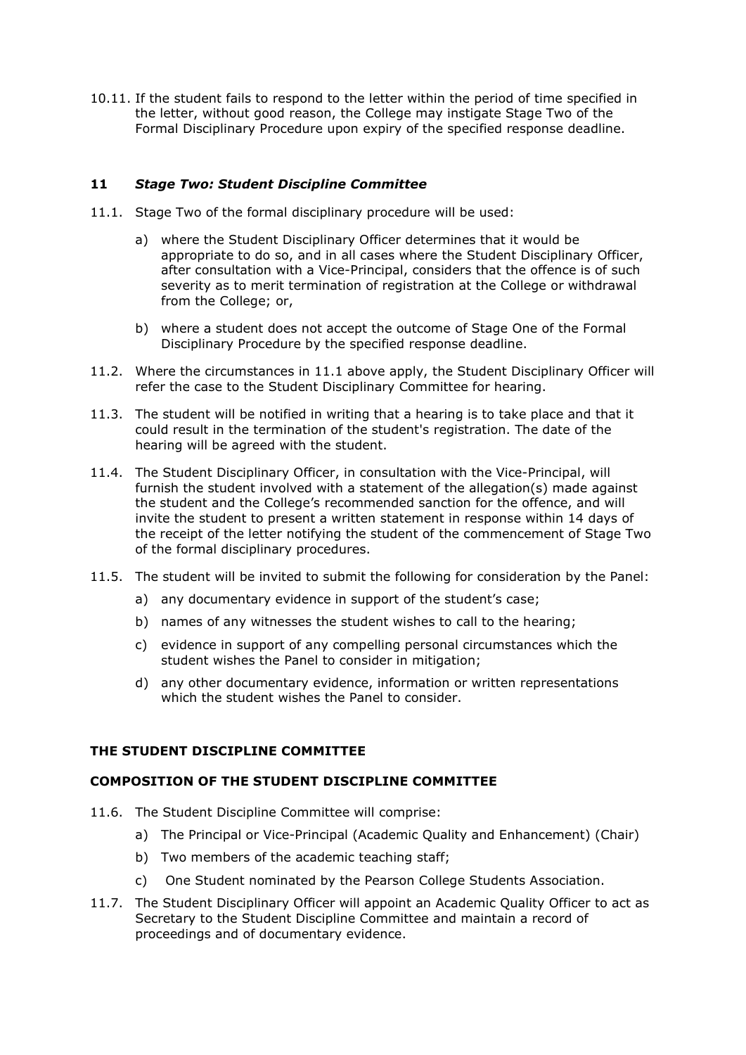10.11. If the student fails to respond to the letter within the period of time specified in the letter, without good reason, the College may instigate Stage Two of the Formal Disciplinary Procedure upon expiry of the specified response deadline.

## 11 *Stage Two: Student Discipline Committee*

11.1. Stage Two of the formal disciplinary procedure will be used:

a) where the Student Disciplinary Officer determines that it would be appropriate to do so, and in all cases where the Student Disciplinary Officer, after consultation with a Vice-Principal, considers that the offence is of such severity as to merit termination of registration at the College or withdrawal from the College; or,

b) where a student does not accept the outcome of Stage One of the Formal Disciplinary Procedure by the specified response deadline.

11.2. Where the circumstances in 11.1 above apply, the Student Disciplinary Officer will refer the case to the Student Disciplinary Committee for hearing.

11.3. The student will be notified in writing that a hearing is to take place and that it could result in the termination of the student's registration. The date of the hearing will be agreed with the student.

11.4. The Student Disciplinary Officer, in consultation with the Vice-Principal, will furnish the student involved with a statement of the allegation(s) made against the student and the College's recommended sanction for the offence, and will invite the student to present a written statement in response within 14 days of the receipt of the letter notifying the student of the commencement of Stage Two of the formal disciplinary procedures.

11.5. The student will be invited to submit the following for consideration by the Panel:

a) any documentary evidence in support of the student's case;

b) names of any witnesses the student wishes to call to the hearing;

c) evidence in support of any compelling personal circumstances which the student wishes the Panel to consider in mitigation;

d) any other documentary evidence, information or written representations which the student wishes the Panel to consider.

### THE STUDENT DISCIPLINE COMMITTEE

### COMPOSITION OF THE STUDENT DISCIPLINE COMMITTEE

11.6. The Student Discipline Committee will comprise:

a) The Principal or Vice-Principal (Academic Quality and Enhancement) (Chair)

b) Two members of the academic teaching staff;

c) One Student nominated by the Pearson College Students Association.

11.7. The Student Disciplinary Officer will appoint an Academic Quality Officer to act as Secretary to the Student Discipline Committee and maintain a record of proceedings and of documentary evidence.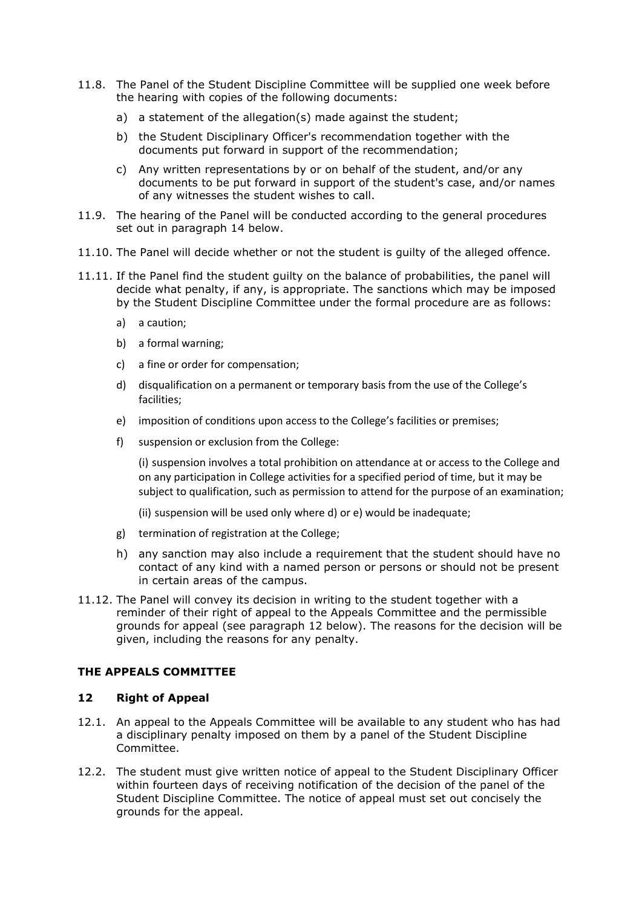11.8. The Panel of the Student Discipline Committee will be supplied one week before the hearing with copies of the following documents:

a) a statement of the allegation(s) made against the student;

b) the Student Disciplinary Officer's recommendation together with the documents put forward in support of the recommendation;

c) Any written representations by or on behalf of the student, and/or any documents to be put forward in support of the student's case, and/or names of any witnesses the student wishes to call.

11.9. The hearing of the Panel will be conducted according to the general procedures set out in paragraph 14 below.

11.10. The Panel will decide whether or not the student is guilty of the alleged offence.

11.11. If the Panel find the student guilty on the balance of probabilities, the panel will decide what penalty, if any, is appropriate. The sanctions which may be imposed by the Student Discipline Committee under the formal procedure are as follows:

a) a caution;

b) a formal warning;

c) a fine or order for compensation;

d) disqualification on a permanent or temporary basis from the use of the College's facilities;

e) imposition of conditions upon access to the College's facilities or premises;

f) suspension or exclusion from the College:

(i) suspension involves a total prohibition on attendance at or access to the College and on any participation in College activities for a specified period of time, but it may be subject to qualification, such as permission to attend for the purpose of an examination;

(ii) suspension will be used only where d) or e) would be inadequate;

g) termination of registration at the College;

h) any sanction may also include a requirement that the student should have no contact of any kind with a named person or persons or should not be present in certain areas of the campus.

11.12. The Panel will convey its decision in writing to the student together with a reminder of their right of appeal to the Appeals Committee and the permissible grounds for appeal (see paragraph 12 below). The reasons for the decision will be given, including the reasons for any penalty.

## THE APPEALS COMMITTEE

### 12 Right of Appeal

12.1. An appeal to the Appeals Committee will be available to any student who has had a disciplinary penalty imposed on them by a panel of the Student Discipline Committee.

12.2. The student must give written notice of appeal to the Student Disciplinary Officer within fourteen days of receiving notification of the decision of the panel of the Student Discipline Committee. The notice of appeal must set out concisely the grounds for the appeal.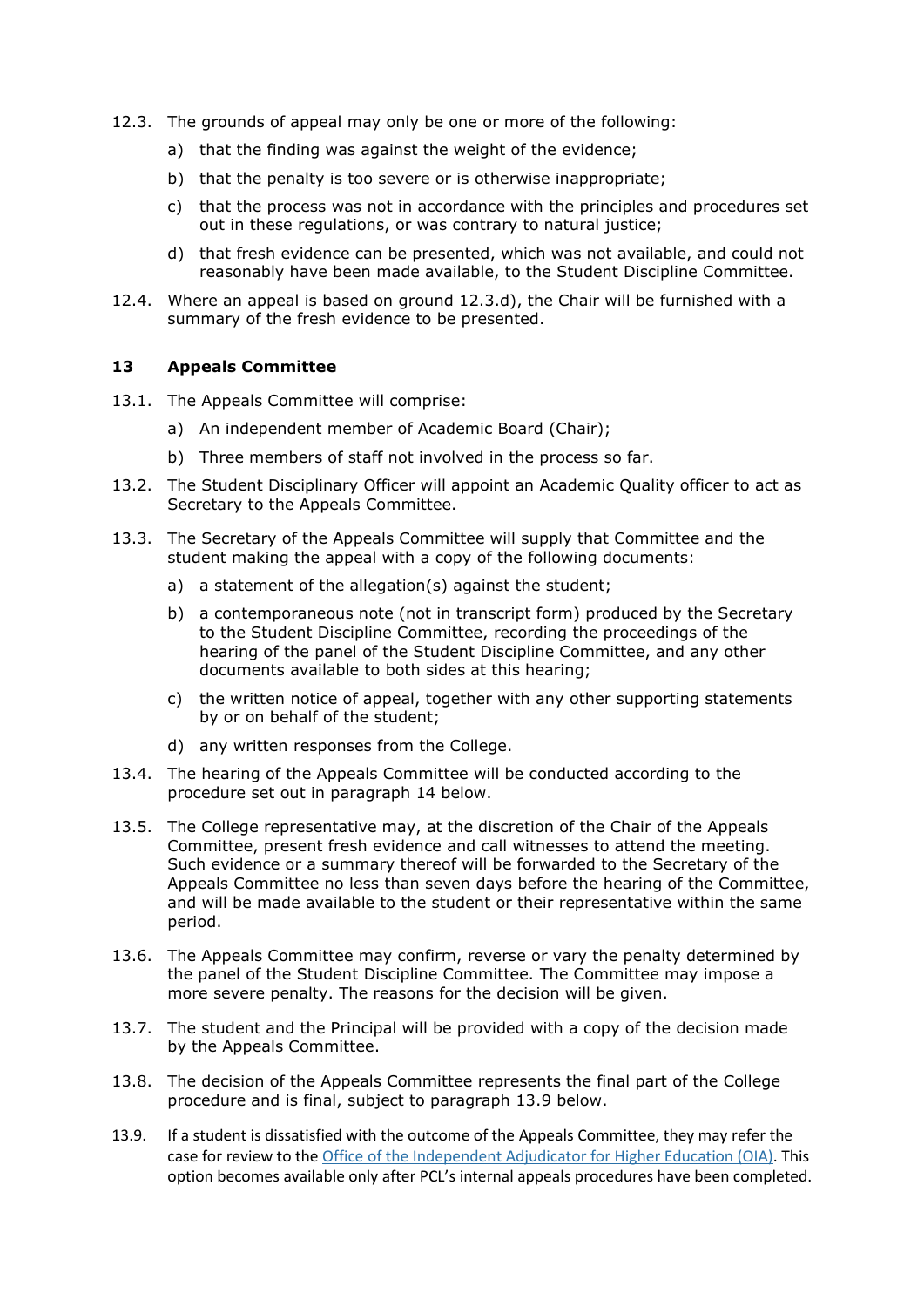12.3. The grounds of appeal may only be one or more of the following:

a) that the finding was against the weight of the evidence;

b) that the penalty is too severe or is otherwise inappropriate;

c) that the process was not in accordance with the principles and procedures set out in these regulations, or was contrary to natural justice;

d) that fresh evidence can be presented, which was not available, and could not reasonably have been made available, to the Student Discipline Committee.

12.4. Where an appeal is based on ground 12.3.d), the Chair will be furnished with a summary of the fresh evidence to be presented.

## 13 Appeals Committee

13.1. The Appeals Committee will comprise:

a) An independent member of Academic Board (Chair);

b) Three members of staff not involved in the process so far.

13.2. The Student Disciplinary Officer will appoint an Academic Quality officer to act as Secretary to the Appeals Committee.

13.3. The Secretary of the Appeals Committee will supply that Committee and the student making the appeal with a copy of the following documents:

a) a statement of the allegation(s) against the student;

b) a contemporaneous note (not in transcript form) produced by the Secretary to the Student Discipline Committee, recording the proceedings of the hearing of the panel of the Student Discipline Committee, and any other documents available to both sides at this hearing;

c) the written notice of appeal, together with any other supporting statements by or on behalf of the student;

d) any written responses from the College.

13.4. The hearing of the Appeals Committee will be conducted according to the procedure set out in paragraph 14 below.

13.5. The College representative may, at the discretion of the Chair of the Appeals Committee, present fresh evidence and call witnesses to attend the meeting. Such evidence or a summary thereof will be forwarded to the Secretary of the Appeals Committee no less than seven days before the hearing of the Committee, and will be made available to the student or their representative within the same period.

13.6. The Appeals Committee may confirm, reverse or vary the penalty determined by the panel of the Student Discipline Committee. The Committee may impose a more severe penalty. The reasons for the decision will be given.

13.7. The student and the Principal will be provided with a copy of the decision made by the Appeals Committee.

13.8. The decision of the Appeals Committee represents the final part of the College procedure and is final, subject to paragraph 13.9 below.

13.9. If a student is dissatisfied with the outcome of the Appeals Committee, they may refer the case for review to the Office of the Independent Adjudicator for Higher Education (OIA). This option becomes available only after PCL's internal appeals procedures have been completed.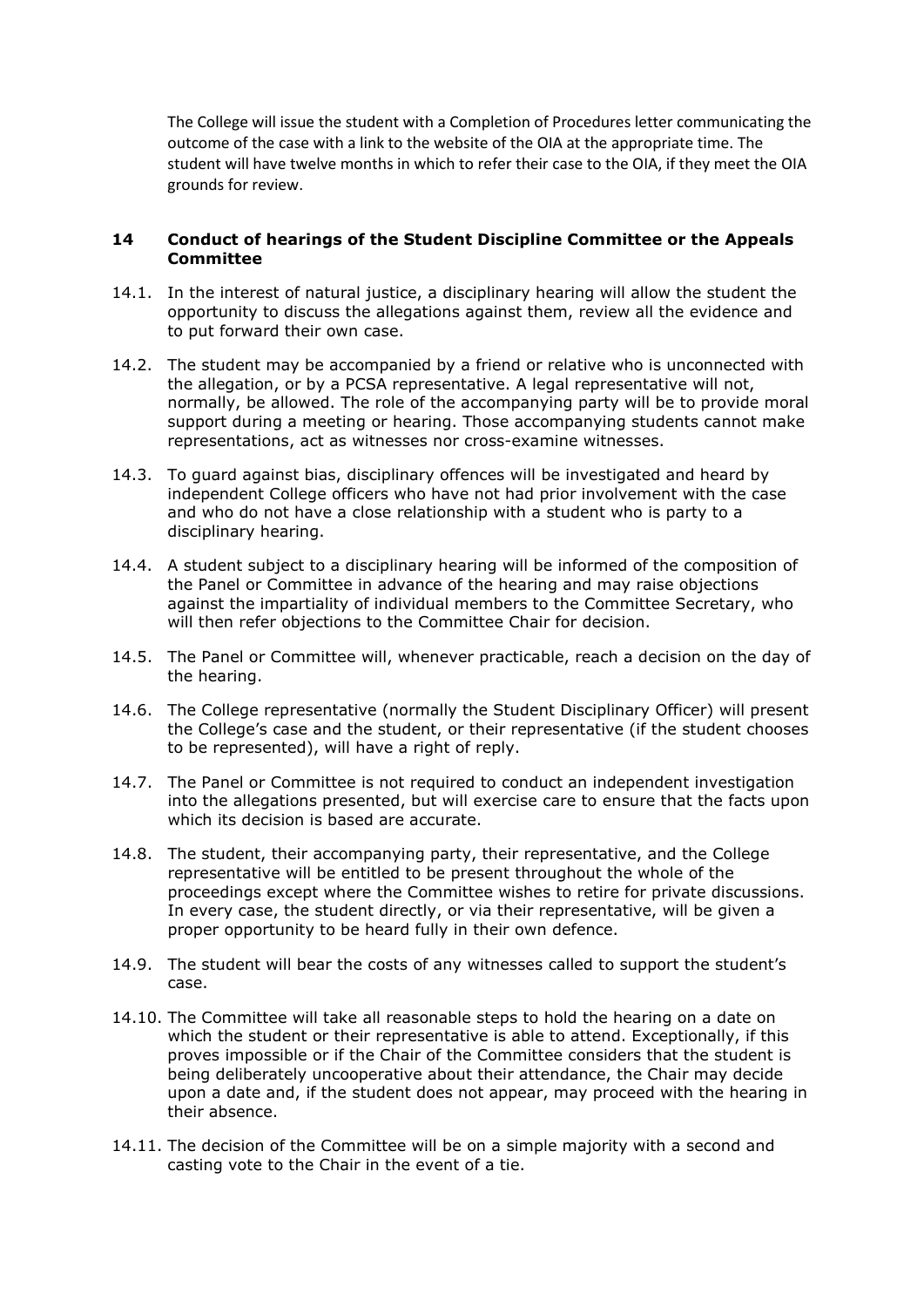The College will issue the student with a Completion of Procedures letter communicating the outcome of the case with a link to the website of the OIA at the appropriate time. The student will have twelve months in which to refer their case to the OIA, if they meet the OIA grounds for review.

## 14 Conduct of hearings of the Student Discipline Committee or the Appeals Committee

14.1. In the interest of natural justice, a disciplinary hearing will allow the student the opportunity to discuss the allegations against them, review all the evidence and to put forward their own case.

14.2. The student may be accompanied by a friend or relative who is unconnected with the allegation, or by a PCSA representative. A legal representative will not, normally, be allowed. The role of the accompanying party will be to provide moral support during a meeting or hearing. Those accompanying students cannot make representations, act as witnesses nor cross-examine witnesses.

14.3. To guard against bias, disciplinary offences will be investigated and heard by independent College officers who have not had prior involvement with the case and who do not have a close relationship with a student who is party to a disciplinary hearing.

14.4. A student subject to a disciplinary hearing will be informed of the composition of the Panel or Committee in advance of the hearing and may raise objections against the impartiality of individual members to the Committee Secretary, who will then refer objections to the Committee Chair for decision.

14.5. The Panel or Committee will, whenever practicable, reach a decision on the day of the hearing.

14.6. The College representative (normally the Student Disciplinary Officer) will present the College's case and the student, or their representative (if the student chooses to be represented), will have a right of reply.

14.7. The Panel or Committee is not required to conduct an independent investigation into the allegations presented, but will exercise care to ensure that the facts upon which its decision is based are accurate.

14.8. The student, their accompanying party, their representative, and the College representative will be entitled to be present throughout the whole of the proceedings except where the Committee wishes to retire for private discussions. In every case, the student directly, or via their representative, will be given a proper opportunity to be heard fully in their own defence.

14.9. The student will bear the costs of any witnesses called to support the student's case.

14.10. The Committee will take all reasonable steps to hold the hearing on a date on which the student or their representative is able to attend. Exceptionally, if this proves impossible or if the Chair of the Committee considers that the student is being deliberately uncooperative about their attendance, the Chair may decide upon a date and, if the student does not appear, may proceed with the hearing in their absence.

14.11. The decision of the Committee will be on a simple majority with a second and casting vote to the Chair in the event of a tie.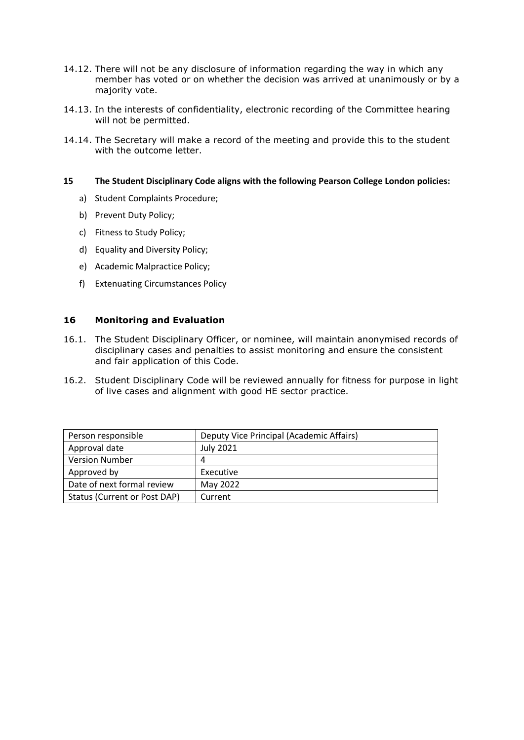14.12. There will not be any disclosure of information regarding the way in which any member has voted or on whether the decision was arrived at unanimously or by a majority vote.

14.13. In the interests of confidentiality, electronic recording of the Committee hearing will not be permitted.

14.14. The Secretary will make a record of the meeting and provide this to the student with the outcome letter.

## 15 The Student Disciplinary Code aligns with the following Pearson College London policies:

a) Student Complaints Procedure;

b) Prevent Duty Policy;

c) Fitness to Study Policy;

d) Equality and Diversity Policy;

e) Academic Malpractice Policy;

f) Extenuating Circumstances Policy

## 16 Monitoring and Evaluation

16.1. The Student Disciplinary Officer, or nominee, will maintain anonymised records of disciplinary cases and penalties to assist monitoring and ensure the consistent and fair application of this Code.

16.2. Student Disciplinary Code will be reviewed annually for fitness for purpose in light of live cases and alignment with good HE sector practice.

| | |
|---|---|
| Person responsible | Deputy Vice Principal (Academic Affairs) |
| Approval date | July 2021 |
| Version Number | 4 |
| Approved by | Executive |
| Date of next formal review | May 2022 |
| Status (Current or Post DAP) | Current |